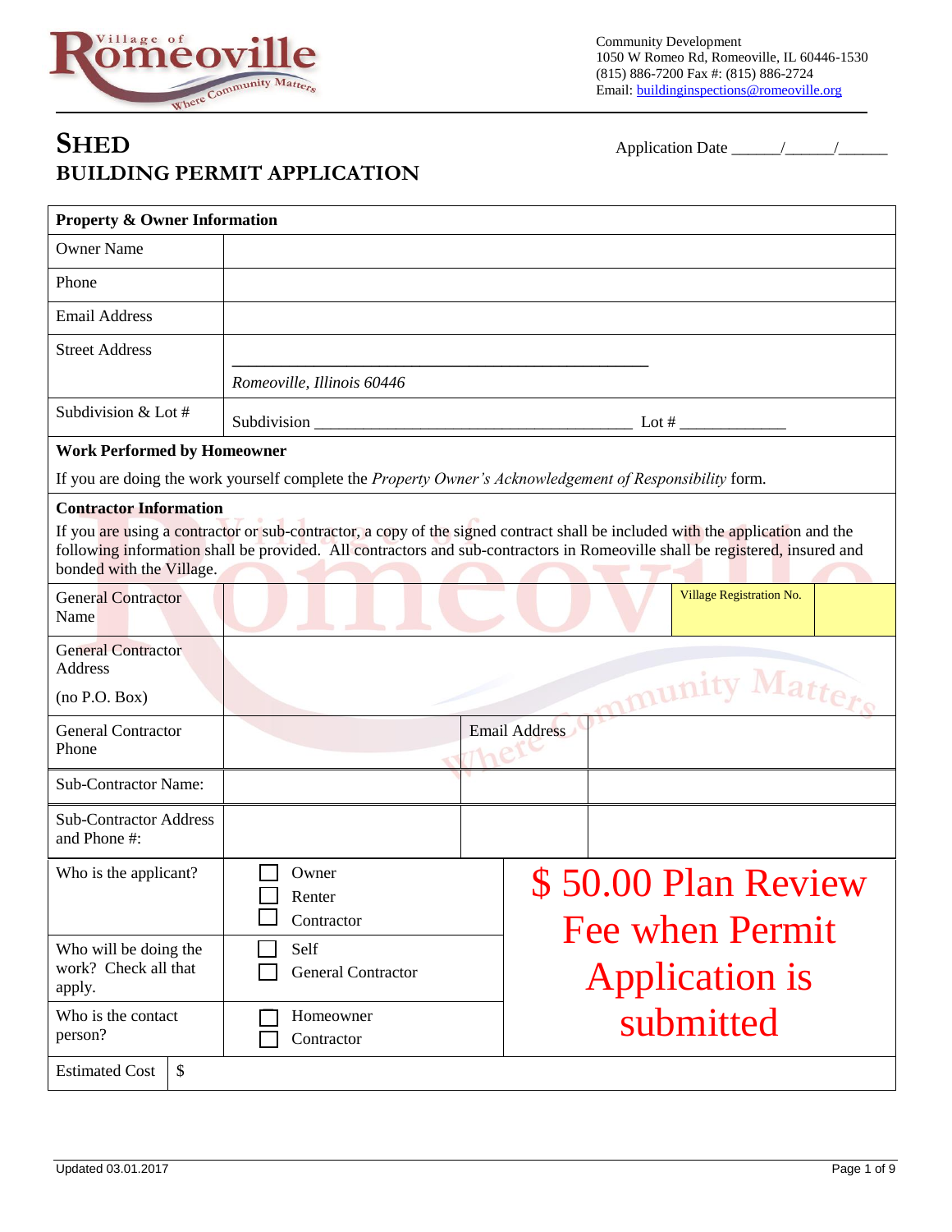Community Development
1050 W Romeo Rd, Romeoville, IL 60446-1530
(815) 886-7200 Fax #: (815) 886-2724
Email: buildinginspections@romeoville.org

# SHED
## BUILDING PERMIT APPLICATION

Application Date ______/______/______

| **Property & Owner Information** | |
|---|---|
| Owner Name | |
| Phone | |
| Email Address | |
| Street Address | ______________________________________________ *Romeoville, Illinois 60446* |
| Subdivision & Lot # | Subdivision ____________________________________ Lot # ____________ |

**Work Performed by Homeowner**

If you are doing the work yourself complete the *Property Owner's Acknowledgement of Responsibility* form.

**Contractor Information**

If you are using a contractor or sub-contractor, a copy of the signed contract shall be included with the application and the following information shall be provided. All contractors and sub-contractors in Romeoville shall be registered, insured and bonded with the Village.

| | | | |
|---|---|---|---|
| General Contractor Name | | Village Registration No. | |
| General Contractor Address (no P.O. Box) | | | |
| General Contractor Phone | | Email Address | |
| Sub-Contractor Name: | | | |
| Sub-Contractor Address and Phone #: | | | |

| | | |
|---|---|---|
| Who is the applicant? | ☐ Owner<br>☐ Renter<br>☐ Contractor | $ 50.00 Plan Review Fee when Permit Application is submitted |
| Who will be doing the work? Check all that apply. | ☐ Self<br>☐ General Contractor | |
| Who is the contact person? | ☐ Homeowner<br>☐ Contractor | |
| Estimated Cost | $ | |

Updated 03.01.2017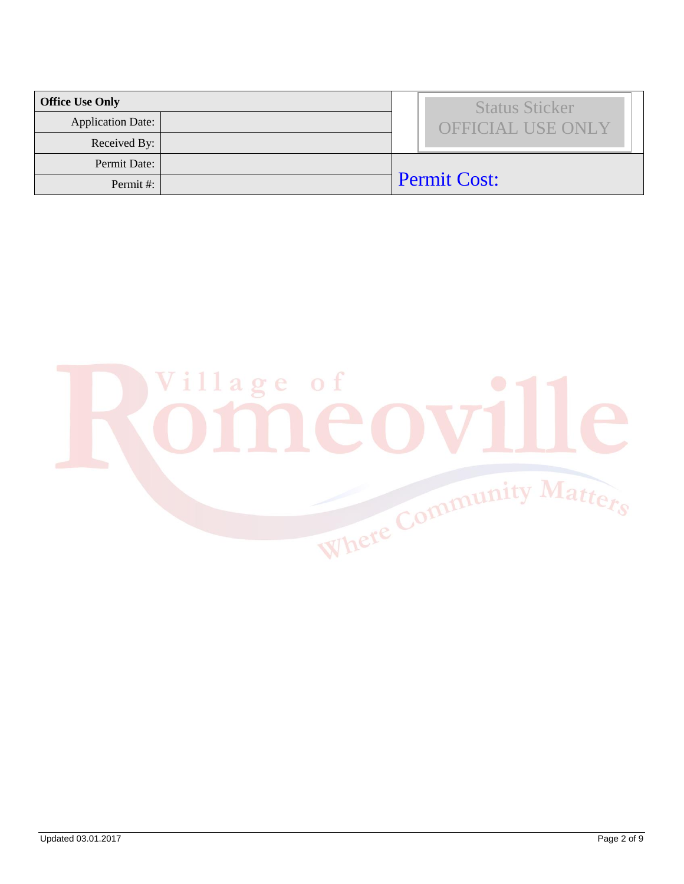| Office Use Only | | Status Sticker OFFICIAL USE ONLY |
|---|---|---|
| Application Date: | | |
| Received By: | | |
| Permit Date: | | Permit Cost: |
| Permit #: | | |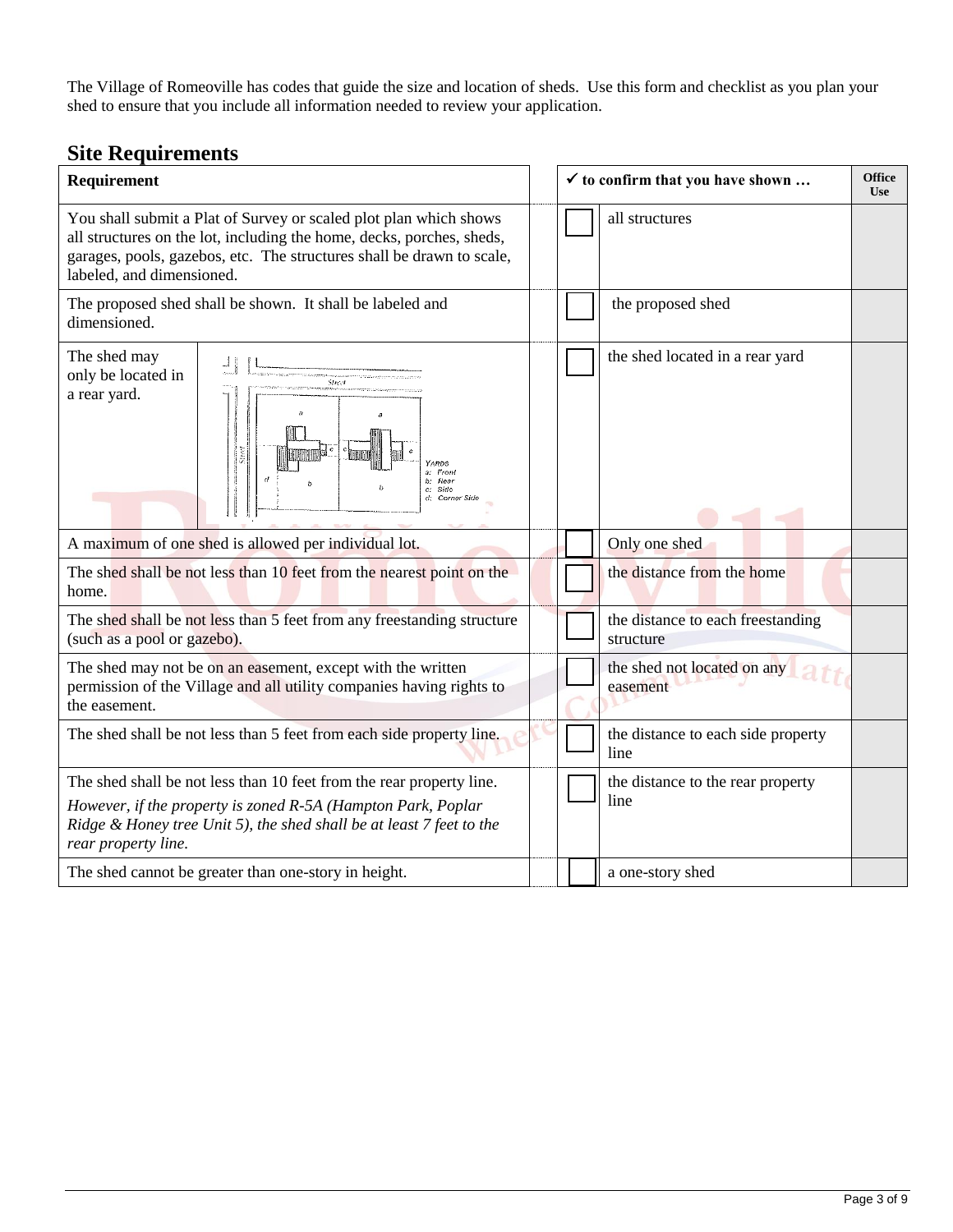The Village of Romeoville has codes that guide the size and location of sheds. Use this form and checklist as you plan your shed to ensure that you include all information needed to review your application.

## Site Requirements

| Requirement | | ✓ to confirm that you have shown … | Office Use |
|---|---|---|---|
| You shall submit a Plat of Survey or scaled plot plan which shows all structures on the lot, including the home, decks, porches, sheds, garages, pools, gazebos, etc. The structures shall be drawn to scale, labeled, and dimensioned. | ☐ | all structures | |
| The proposed shed shall be shown. It shall be labeled and dimensioned. | ☐ | the proposed shed | |
| The shed may only be located in a rear yard. (Street; YARDS a: Front b: Rear c: Side d: Corner Side) | ☐ | the shed located in a rear yard | |
| A maximum of one shed is allowed per individual lot. | ☐ | Only one shed | |
| The shed shall be not less than 10 feet from the nearest point on the home. | ☐ | the distance from the home | |
| The shed shall be not less than 5 feet from any freestanding structure (such as a pool or gazebo). | ☐ | the distance to each freestanding structure | |
| The shed may not be on an easement, except with the written permission of the Village and all utility companies having rights to the easement. | ☐ | the shed not located on any easement | |
| The shed shall be not less than 5 feet from each side property line. | ☐ | the distance to each side property line | |
| The shed shall be not less than 10 feet from the rear property line. *However, if the property is zoned R-5A (Hampton Park, Poplar Ridge & Honey tree Unit 5), the shed shall be at least 7 feet to the rear property line.* | ☐ | the distance to the rear property line | |
| The shed cannot be greater than one-story in height. | ☐ | a one-story shed | |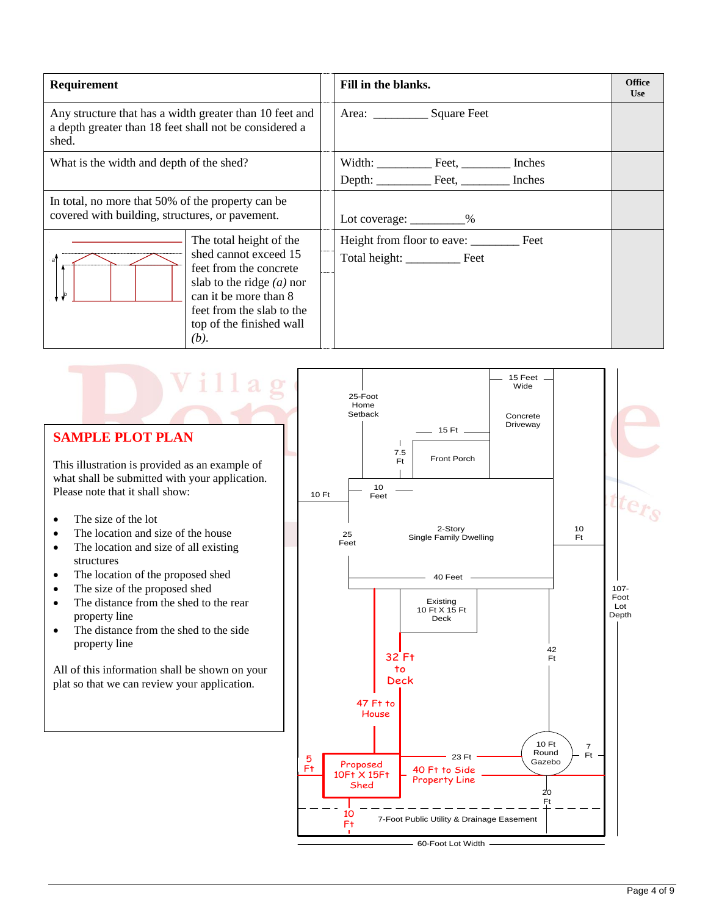| Requirement | Fill in the blanks. | Office Use |
|---|---|---|
| Any structure that has a width greater than 10 feet and a depth greater than 18 feet shall not be considered a shed. | Area: _________ Square Feet | |
| What is the width and depth of the shed? | Width: _________ Feet, ________ Inches<br>Depth: _________ Feet, ________ Inches | |
| In total, no more that 50% of the property can be covered with building, structures, or pavement. | Lot coverage: _________% | |
| The total height of the shed cannot exceed 15 feet from the concrete slab to the ridge *(a)* nor can it be more than 8 feet from the slab to the top of the finished wall *(b)*. | Height from floor to eave: ________ Feet<br>Total height: _________ Feet | |

## SAMPLE PLOT PLAN

This illustration is provided as an example of what shall be submitted with your application. Please note that it shall show:

- The size of the lot
- The location and size of the house
- The location and size of all existing structures
- The location of the proposed shed
- The size of the proposed shed
- The distance from the shed to the rear property line
- The distance from the shed to the side property line

All of this information shall be shown on your plat so that we can review your application.

25-Foot Home Setback

15 Feet Wide

Concrete Driveway

15 Ft

7.5 Ft

Front Porch

10 Ft

10 Feet

25 Feet

2-Story Single Family Dwelling

10 Ft

40 Feet

Existing 10 Ft X 15 Ft Deck

42 Ft

107-Foot Lot Depth

32 Ft to Deck

47 Ft to House

10 Ft Round Gazebo

7 Ft

5 Ft

Proposed 10Ft X 15Ft Shed

23 Ft

40 Ft to Side Property Line

20 Ft

10 Ft

7-Foot Public Utility & Drainage Easement

60-Foot Lot Width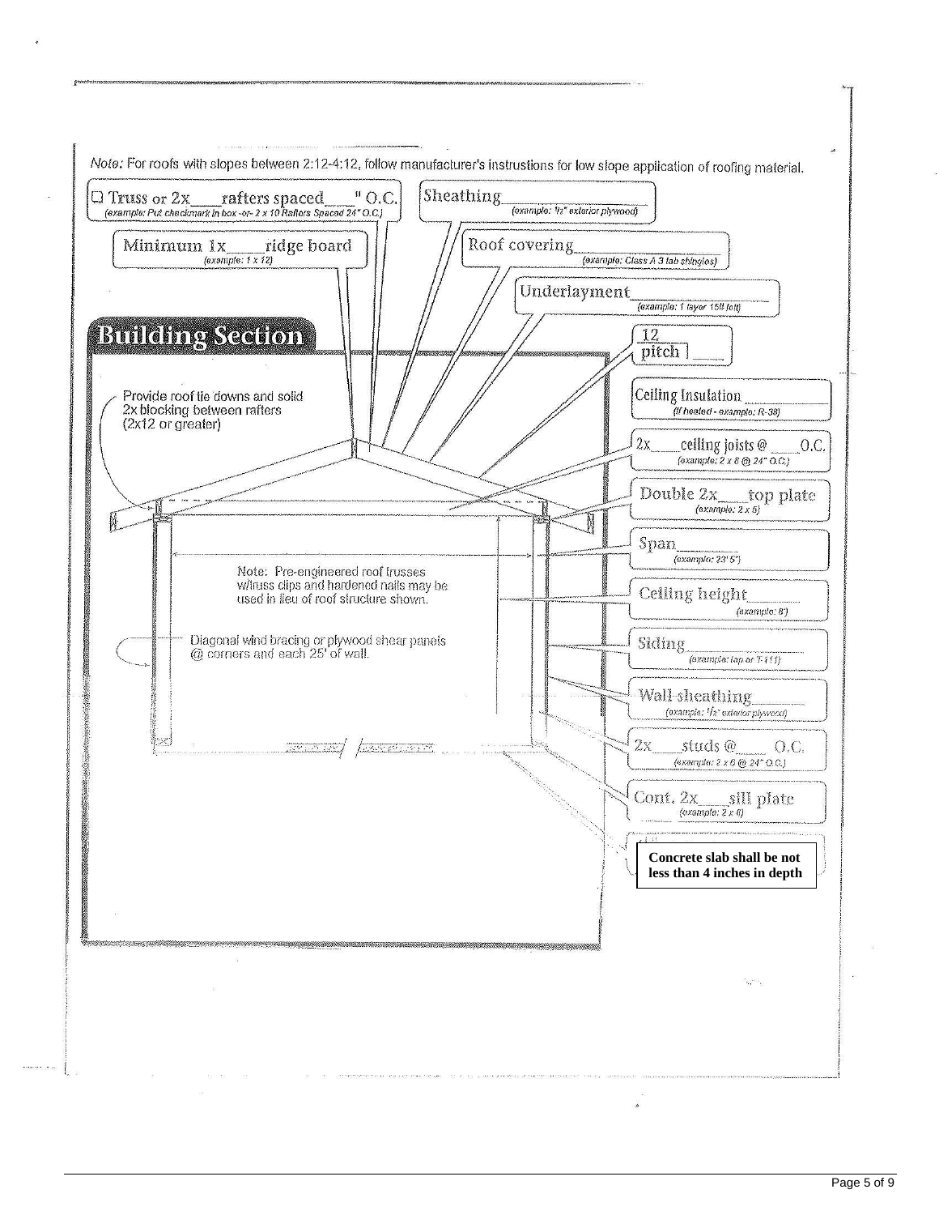*Note: For roofs with slopes between 2:12-4:12, follow manufacturer's instrustions for low slope application of roofing material.*

☐ Truss or 2x____rafters spaced____" O.C.
*(example: Put checkmark in box -or- 2 x 10 Rafters Spaced 24" O.C.)*

Sheathing____________
*(example: ½" exterior plywood)*

Minimum 1x____ridge board
*(example: 1 x 12)*

Roof covering____________
*(example: Class A 3 tab shingles)*

Underlayment____________
*(example: 1 layer 15# felt)*

## Building Section

12 / pitch ____

Provide roof tie downs and solid 2x blocking between rafters (2x12 or greater)

Ceiling Insulation ____________
*(If heated - example: R-38)*

2x____ceiling joists @ ____O.C.
*(example: 2 x 8 @ 24" O.C.)*

Double 2x____top plate
*(example: 2 x 6)*

Span____________
*(example: 23' 5")*

Note: Pre-engineered roof trusses w/truss clips and hardened nails may be used in lieu of roof structure shown.

Ceiling height________
*(example: 8')*

Diagonal wind bracing or plywood shear panels @ corners and each 25' of wall.

Siding____________
*(example: lap or T-111)*

Wall sheathing________
*(example: ½" exterior plywood)*

2x____studs @____ O.C.
*(example: 2 x 6 @ 24" O.C.)*

Cont. 2x____sill plate
*(example: 2 x 6)*

**Concrete slab shall be not less than 4 inches in depth**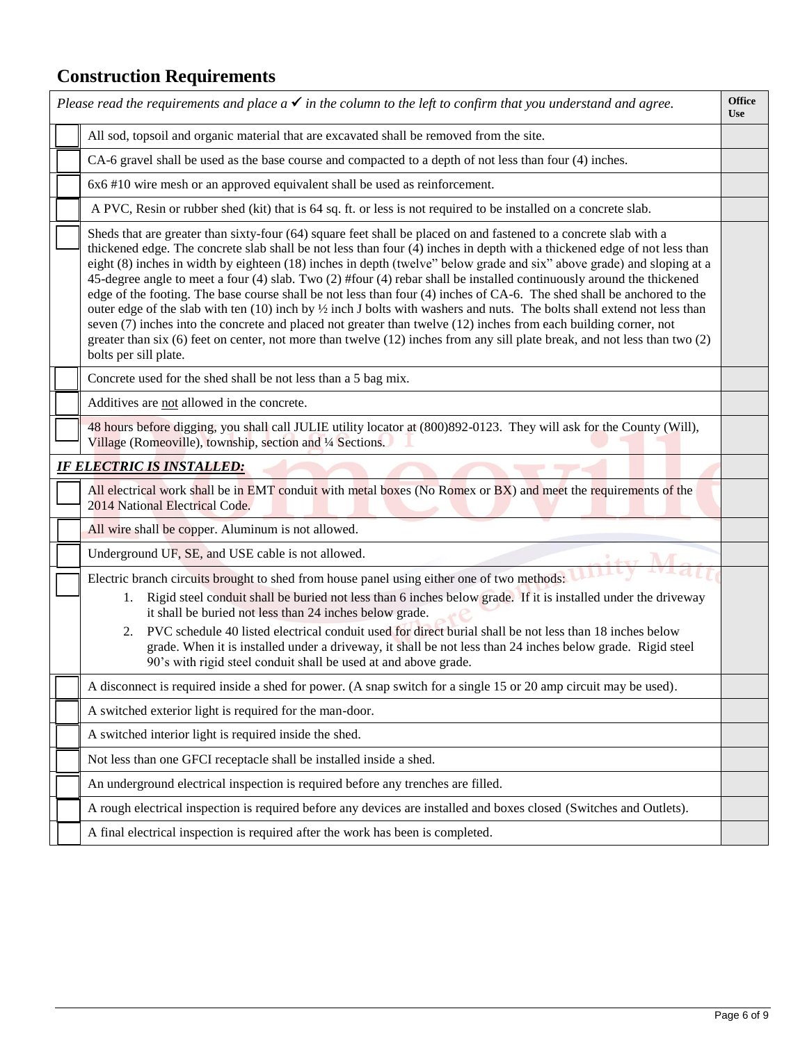## Construction Requirements

| | *Please read the requirements and place a ✓ in the column to the left to confirm that you understand and agree.* | **Office Use** |
|---|---|---|
| ☐ | All sod, topsoil and organic material that are excavated shall be removed from the site. | |
| ☐ | CA-6 gravel shall be used as the base course and compacted to a depth of not less than four (4) inches. | |
| ☐ | 6x6 #10 wire mesh or an approved equivalent shall be used as reinforcement. | |
| ☐ | A PVC, Resin or rubber shed (kit) that is 64 sq. ft. or less is not required to be installed on a concrete slab. | |
| ☐ | Sheds that are greater than sixty-four (64) square feet shall be placed on and fastened to a concrete slab with a thickened edge. The concrete slab shall be not less than four (4) inches in depth with a thickened edge of not less than eight (8) inches in width by eighteen (18) inches in depth (twelve" below grade and six" above grade) and sloping at a 45-degree angle to meet a four (4) slab. Two (2) #four (4) rebar shall be installed continuously around the thickened edge of the footing. The base course shall be not less than four (4) inches of CA-6. The shed shall be anchored to the outer edge of the slab with ten (10) inch by ½ inch J bolts with washers and nuts. The bolts shall extend not less than seven (7) inches into the concrete and placed not greater than twelve (12) inches from each building corner, not greater than six (6) feet on center, not more than twelve (12) inches from any sill plate break, and not less than two (2) bolts per sill plate. | |
| ☐ | Concrete used for the shed shall be not less than a 5 bag mix. | |
| ☐ | Additives are <u>not</u> allowed in the concrete. | |
| ☐ | 48 hours before digging, you shall call JULIE utility locator at (800)892-0123. They will ask for the County (Will), Village (Romeoville), township, section and ¼ Sections. | |
| | ***<u>IF ELECTRIC IS INSTALLED:</u>*** | |
| ☐ | All electrical work shall be in EMT conduit with metal boxes (No Romex or BX) and meet the requirements of the 2014 National Electrical Code. | |
| ☐ | All wire shall be copper. Aluminum is not allowed. | |
| ☐ | Underground UF, SE, and USE cable is not allowed. | |
| ☐ | Electric branch circuits brought to shed from house panel using either one of two methods:<br>1. Rigid steel conduit shall be buried not less than 6 inches below grade. If it is installed under the driveway it shall be buried not less than 24 inches below grade.<br>2. PVC schedule 40 listed electrical conduit used for direct burial shall be not less than 18 inches below grade. When it is installed under a driveway, it shall be not less than 24 inches below grade. Rigid steel 90's with rigid steel conduit shall be used at and above grade. | |
| ☐ | A disconnect is required inside a shed for power. (A snap switch for a single 15 or 20 amp circuit may be used). | |
| ☐ | A switched exterior light is required for the man-door. | |
| ☐ | A switched interior light is required inside the shed. | |
| ☐ | Not less than one GFCI receptacle shall be installed inside a shed. | |
| ☐ | An underground electrical inspection is required before any trenches are filled. | |
| ☐ | A rough electrical inspection is required before any devices are installed and boxes closed (Switches and Outlets). | |
| ☐ | A final electrical inspection is required after the work has been is completed. | |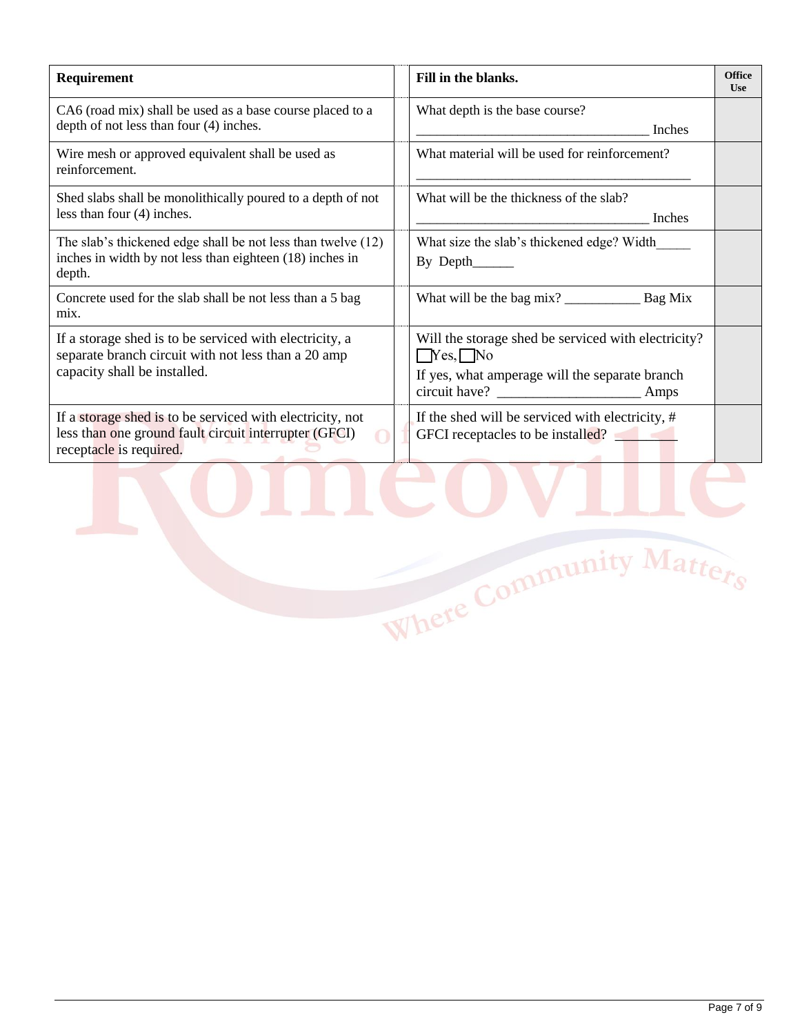| Requirement | Fill in the blanks. | Office Use |
|---|---|---|
| CA6 (road mix) shall be used as a base course placed to a depth of not less than four (4) inches. | What depth is the base course? ___________________________________ Inches | |
| Wire mesh or approved equivalent shall be used as reinforcement. | What material will be used for reinforcement? ___________________________________________ | |
| Shed slabs shall be monolithically poured to a depth of not less than four (4) inches. | What will be the thickness of the slab? ___________________________________ Inches | |
| The slab's thickened edge shall be not less than twelve (12) inches in width by not less than eighteen (18) inches in depth. | What size the slab's thickened edge? Width_____ By Depth______ | |
| Concrete used for the slab shall be not less than a 5 bag mix. | What will be the bag mix? ___________ Bag Mix | |
| If a storage shed is to be serviced with electricity, a separate branch circuit with not less than a 20 amp capacity shall be installed. | Will the storage shed be serviced with electricity? ☐Yes, ☐No<br>If yes, what amperage will the separate branch circuit have? ____________________ Amps | |
| If a storage shed is to be serviced with electricity, not less than one ground fault circuit interrupter (GFCI) receptacle is required. | If the shed will be serviced with electricity, # GFCI receptacles to be installed? _________ | |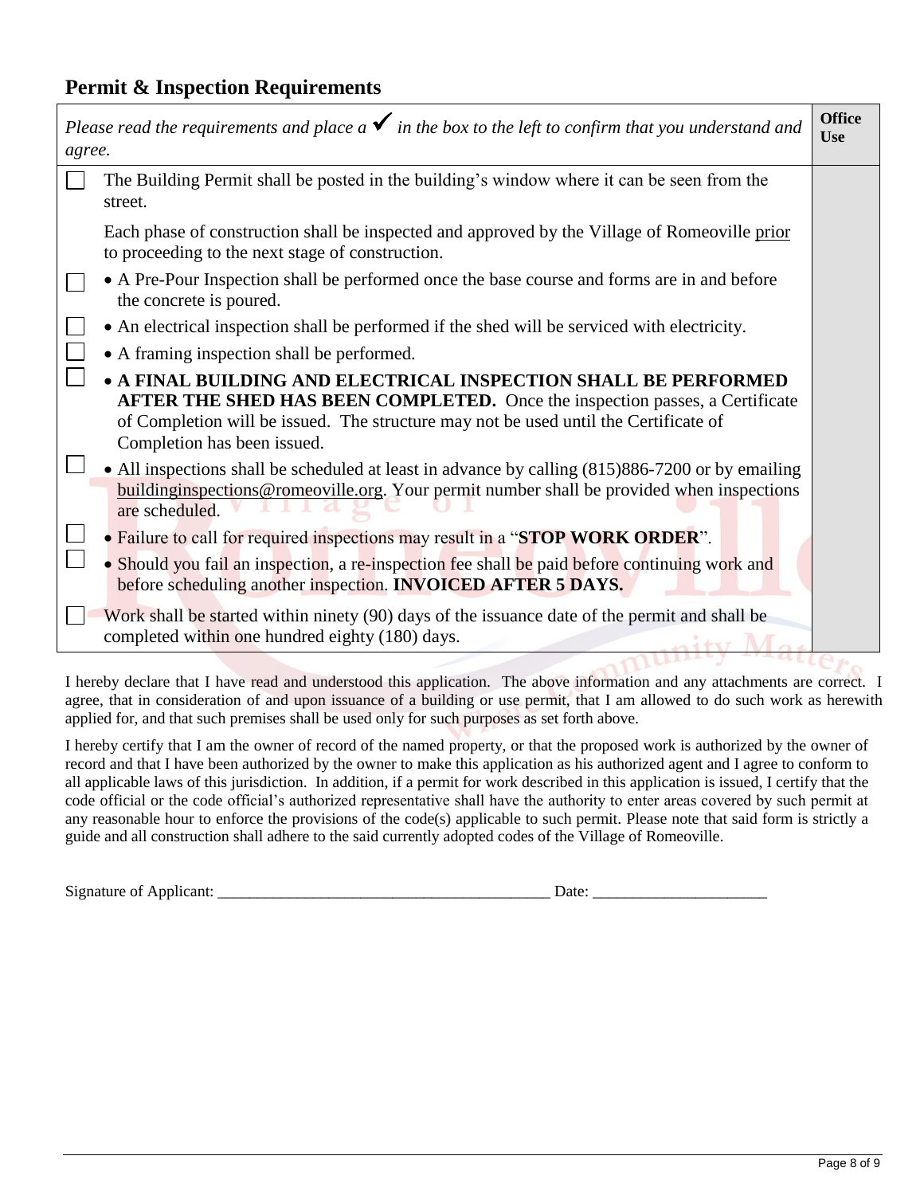## Permit & Inspection Requirements

| *Please read the requirements and place a ✔ in the box to the left to confirm that you understand and agree.* | | Office Use |
|---|---|---|
| ☐ | The Building Permit shall be posted in the building's window where it can be seen from the street. | |
| | Each phase of construction shall be inspected and approved by the Village of Romeoville prior to proceeding to the next stage of construction. | |
| ☐ | • A Pre-Pour Inspection shall be performed once the base course and forms are in and before the concrete is poured. | |
| ☐ | • An electrical inspection shall be performed if the shed will be serviced with electricity. | |
| ☐ | • A framing inspection shall be performed. | |
| ☐ | • **A FINAL BUILDING AND ELECTRICAL INSPECTION SHALL BE PERFORMED AFTER THE SHED HAS BEEN COMPLETED.** Once the inspection passes, a Certificate of Completion will be issued. The structure may not be used until the Certificate of Completion has been issued. | |
| ☐ | • All inspections shall be scheduled at least in advance by calling (815)886-7200 or by emailing buildinginspections@romeoville.org. Your permit number shall be provided when inspections are scheduled. | |
| ☐ | • Failure to call for required inspections may result in a "**STOP WORK ORDER**". | |
| ☐ | • Should you fail an inspection, a re-inspection fee shall be paid before continuing work and before scheduling another inspection. **INVOICED AFTER 5 DAYS.** | |
| ☐ | Work shall be started within ninety (90) days of the issuance date of the permit and shall be completed within one hundred eighty (180) days. | |

I hereby declare that I have read and understood this application. The above information and any attachments are correct. I agree, that in consideration of and upon issuance of a building or use permit, that I am allowed to do such work as herewith applied for, and that such premises shall be used only for such purposes as set forth above.

I hereby certify that I am the owner of record of the named property, or that the proposed work is authorized by the owner of record and that I have been authorized by the owner to make this application as his authorized agent and I agree to conform to all applicable laws of this jurisdiction. In addition, if a permit for work described in this application is issued, I certify that the code official or the code official's authorized representative shall have the authority to enter areas covered by such permit at any reasonable hour to enforce the provisions of the code(s) applicable to such permit. Please note that said form is strictly a guide and all construction shall adhere to the said currently adopted codes of the Village of Romeoville.

Signature of Applicant: __________________________________________ Date: ______________________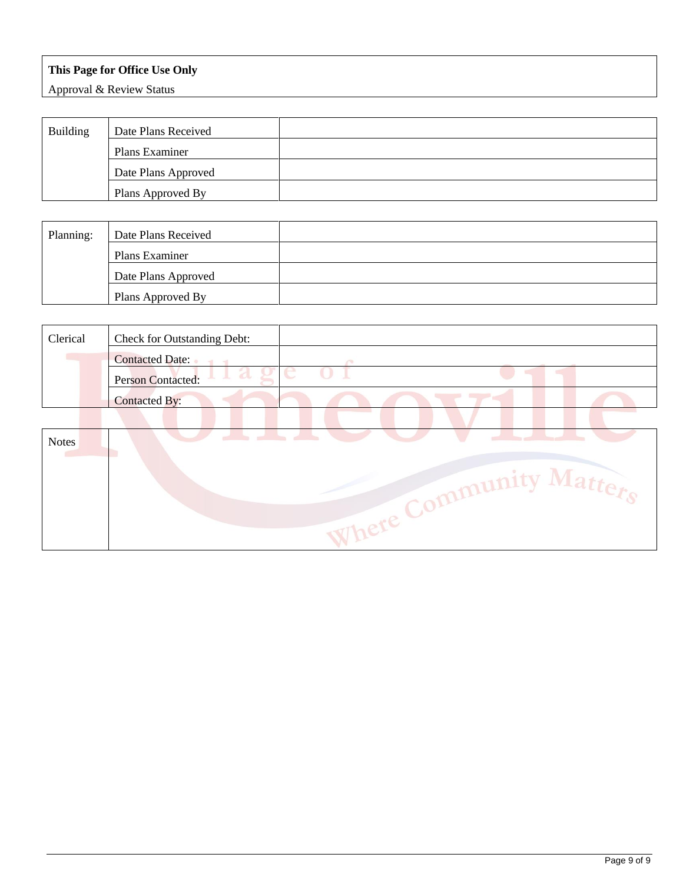**This Page for Office Use Only**

Approval & Review Status

| | | |
|---|---|---|
| Building | Date Plans Received | |
| | Plans Examiner | |
| | Date Plans Approved | |
| | Plans Approved By | |

| | | |
|---|---|---|
| Planning: | Date Plans Received | |
| | Plans Examiner | |
| | Date Plans Approved | |
| | Plans Approved By | |

| | | |
|---|---|---|
| Clerical | Check for Outstanding Debt: | |
| | Contacted Date: | |
| | Person Contacted: | |
| | Contacted By: | |

| | |
|---|---|
| Notes | |